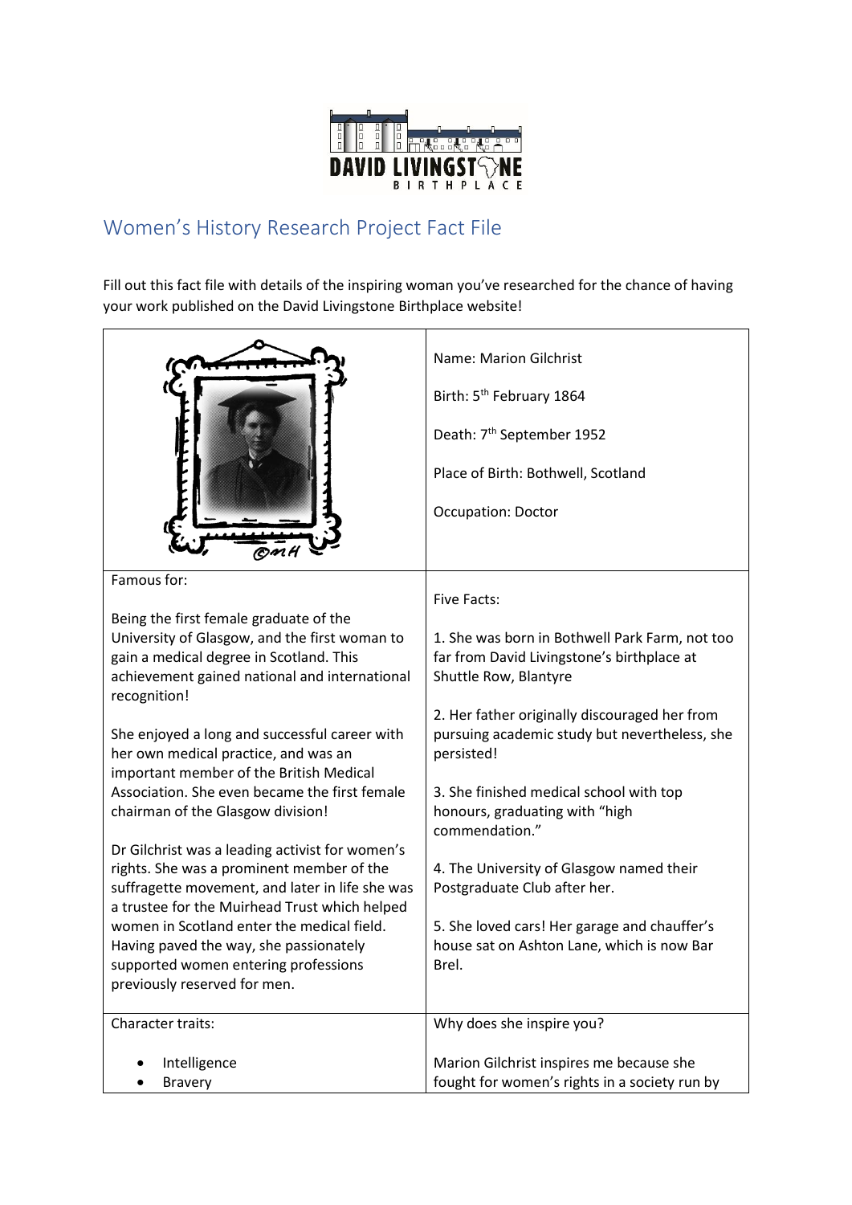DAVID LIVINGSTONE BIRTHPLACE

## Women's History Research Project Fact File

Fill out this fact file with details of the inspiring woman you've researched for the chance of having your work published on the David Livingstone Birthplace website!

Name: Marion Gilchrist

Birth: 5th February 1864

Death: 7th September 1952

Place of Birth: Bothwell, Scotland

Occupation: Doctor

**Famous for:**

Being the first female graduate of the University of Glasgow, and the first woman to gain a medical degree in Scotland. This achievement gained national and international recognition!

She enjoyed a long and successful career with her own medical practice, and was an important member of the British Medical Association. She even became the first female chairman of the Glasgow division!

Dr Gilchrist was a leading activist for women's rights. She was a prominent member of the suffragette movement, and later in life she was a trustee for the Muirhead Trust which helped women in Scotland enter the medical field. Having paved the way, she passionately supported women entering professions previously reserved for men.

**Five Facts:**

1. She was born in Bothwell Park Farm, not too far from David Livingstone's birthplace at Shuttle Row, Blantyre

2. Her father originally discouraged her from pursuing academic study but nevertheless, she persisted!

3. She finished medical school with top honours, graduating with "high commendation."

4. The University of Glasgow named their Postgraduate Club after her.

5. She loved cars! Her garage and chauffer's house sat on Ashton Lane, which is now Bar Brel.

**Character traits:**

- Intelligence
- Bravery

**Why does she inspire you?**

Marion Gilchrist inspires me because she fought for women's rights in a society run by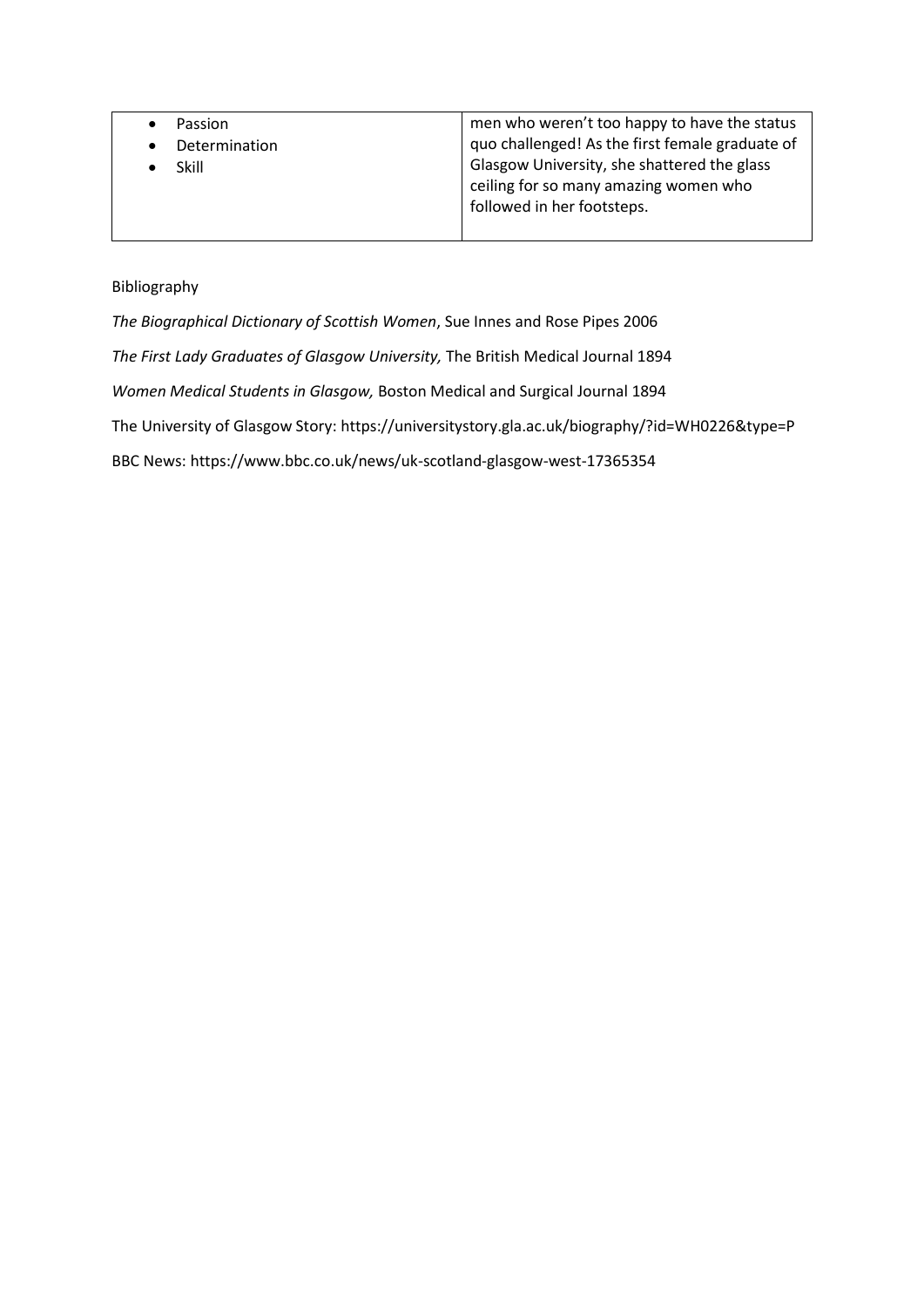| | |
|---|---|
| • Passion<br>• Determination<br>• Skill | men who weren't too happy to have the status quo challenged! As the first female graduate of Glasgow University, she shattered the glass ceiling for so many amazing women who followed in her footsteps. |

Bibliography

*The Biographical Dictionary of Scottish Women*, Sue Innes and Rose Pipes 2006

*The First Lady Graduates of Glasgow University,* The British Medical Journal 1894

*Women Medical Students in Glasgow,* Boston Medical and Surgical Journal 1894

The University of Glasgow Story: https://universitystory.gla.ac.uk/biography/?id=WH0226&type=P

BBC News: https://www.bbc.co.uk/news/uk-scotland-glasgow-west-17365354